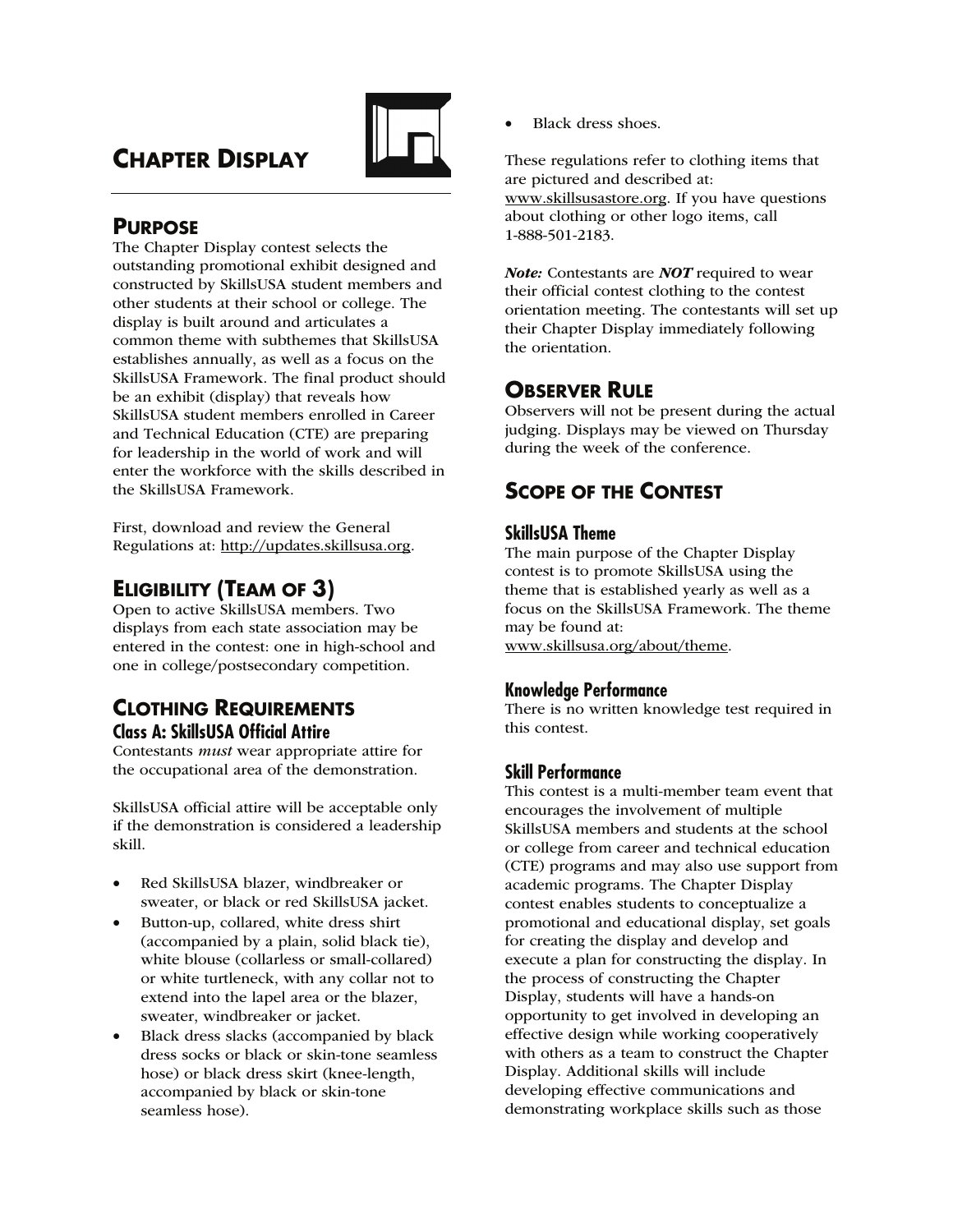# CHAPTER DISPLAY

## PURPOSE

The Chapter Display contest selects the outstanding promotional exhibit designed and constructed by SkillsUSA student members and other students at their school or college. The display is built around and articulates a common theme with subthemes that SkillsUSA establishes annually, as well as a focus on the SkillsUSA Framework. The final product should be an exhibit (display) that reveals how SkillsUSA student members enrolled in Career and Technical Education (CTE) are preparing for leadership in the world of work and will enter the workforce with the skills described in the SkillsUSA Framework.

First, download and review the General Regulations at: http://updates.skillsusa.org.

## ELIGIBILITY (TEAM OF 3)

Open to active SkillsUSA members. Two displays from each state association may be entered in the contest: one in high-school and one in college/postsecondary competition.

## CLOTHING REQUIREMENTS

### Class A: SkillsUSA Official Attire

Contestants *must* wear appropriate attire for the occupational area of the demonstration.

SkillsUSA official attire will be acceptable only if the demonstration is considered a leadership skill.

- Red SkillsUSA blazer, windbreaker or sweater, or black or red SkillsUSA jacket.
- Button-up, collared, white dress shirt (accompanied by a plain, solid black tie), white blouse (collarless or small-collared) or white turtleneck, with any collar not to extend into the lapel area or the blazer, sweater, windbreaker or jacket.
- Black dress slacks (accompanied by black dress socks or black or skin-tone seamless hose) or black dress skirt (knee-length, accompanied by black or skin-tone seamless hose).
- Black dress shoes.

These regulations refer to clothing items that are pictured and described at: www.skillsusastore.org. If you have questions about clothing or other logo items, call 1-888-501-2183.

***Note:*** Contestants are ***NOT*** required to wear their official contest clothing to the contest orientation meeting. The contestants will set up their Chapter Display immediately following the orientation.

## OBSERVER RULE

Observers will not be present during the actual judging. Displays may be viewed on Thursday during the week of the conference.

## SCOPE OF THE CONTEST

### SkillsUSA Theme

The main purpose of the Chapter Display contest is to promote SkillsUSA using the theme that is established yearly as well as a focus on the SkillsUSA Framework. The theme may be found at: www.skillsusa.org/about/theme.

### Knowledge Performance

There is no written knowledge test required in this contest.

### Skill Performance

This contest is a multi-member team event that encourages the involvement of multiple SkillsUSA members and students at the school or college from career and technical education (CTE) programs and may also use support from academic programs. The Chapter Display contest enables students to conceptualize a promotional and educational display, set goals for creating the display and develop and execute a plan for constructing the display. In the process of constructing the Chapter Display, students will have a hands-on opportunity to get involved in developing an effective design while working cooperatively with others as a team to construct the Chapter Display. Additional skills will include developing effective communications and demonstrating workplace skills such as those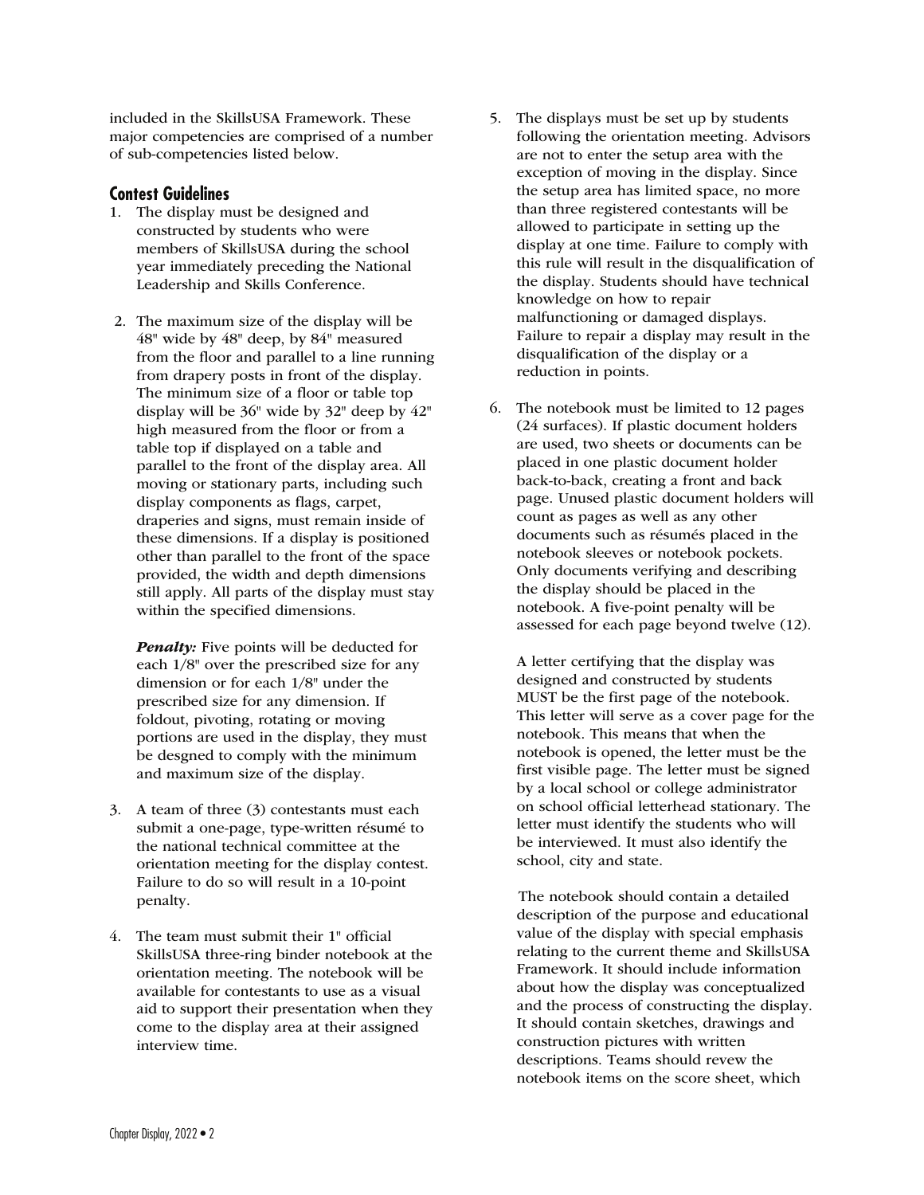included in the SkillsUSA Framework. These major competencies are comprised of a number of sub-competencies listed below.

## Contest Guidelines

1. The display must be designed and constructed by students who were members of SkillsUSA during the school year immediately preceding the National Leadership and Skills Conference.

2. The maximum size of the display will be 48" wide by 48" deep, by 84" measured from the floor and parallel to a line running from drapery posts in front of the display. The minimum size of a floor or table top display will be 36" wide by 32" deep by 42" high measured from the floor or from a table top if displayed on a table and parallel to the front of the display area. All moving or stationary parts, including such display components as flags, carpet, draperies and signs, must remain inside of these dimensions. If a display is positioned other than parallel to the front of the space provided, the width and depth dimensions still apply. All parts of the display must stay within the specified dimensions.

   ***Penalty:*** Five points will be deducted for each 1/8" over the prescribed size for any dimension or for each 1/8" under the prescribed size for any dimension. If foldout, pivoting, rotating or moving portions are used in the display, they must be desgned to comply with the minimum and maximum size of the display.

3. A team of three (3) contestants must each submit a one-page, type-written résumé to the national technical committee at the orientation meeting for the display contest. Failure to do so will result in a 10-point penalty.

4. The team must submit their 1" official SkillsUSA three-ring binder notebook at the orientation meeting. The notebook will be available for contestants to use as a visual aid to support their presentation when they come to the display area at their assigned interview time.

5. The displays must be set up by students following the orientation meeting. Advisors are not to enter the setup area with the exception of moving in the display. Since the setup area has limited space, no more than three registered contestants will be allowed to participate in setting up the display at one time. Failure to comply with this rule will result in the disqualification of the display. Students should have technical knowledge on how to repair malfunctioning or damaged displays. Failure to repair a display may result in the disqualification of the display or a reduction in points.

6. The notebook must be limited to 12 pages (24 surfaces). If plastic document holders are used, two sheets or documents can be placed in one plastic document holder back-to-back, creating a front and back page. Unused plastic document holders will count as pages as well as any other documents such as résumés placed in the notebook sleeves or notebook pockets. Only documents verifying and describing the display should be placed in the notebook. A five-point penalty will be assessed for each page beyond twelve (12).

   A letter certifying that the display was designed and constructed by students MUST be the first page of the notebook. This letter will serve as a cover page for the notebook. This means that when the notebook is opened, the letter must be the first visible page. The letter must be signed by a local school or college administrator on school official letterhead stationary. The letter must identify the students who will be interviewed. It must also identify the school, city and state.

   The notebook should contain a detailed description of the purpose and educational value of the display with special emphasis relating to the current theme and SkillsUSA Framework. It should include information about how the display was conceptualized and the process of constructing the display. It should contain sketches, drawings and construction pictures with written descriptions. Teams should revew the notebook items on the score sheet, which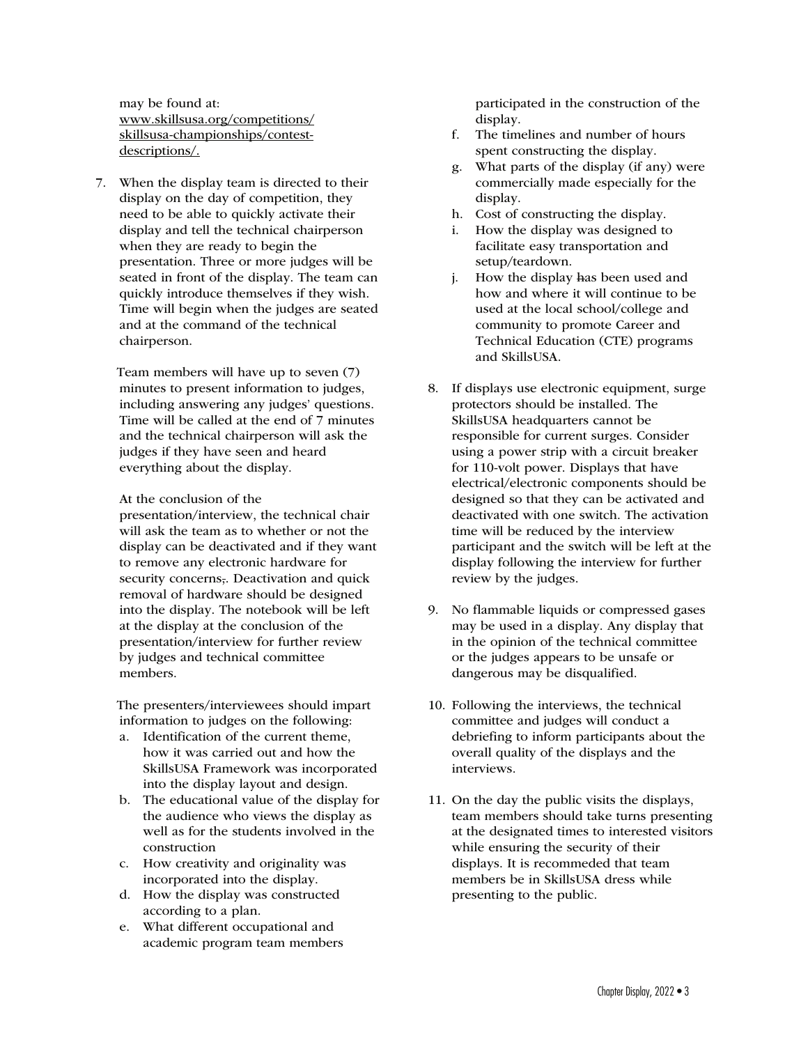may be found at: www.skillsusa.org/competitions/skillsusa-championships/contest-descriptions/.

7. When the display team is directed to their display on the day of competition, they need to be able to quickly activate their display and tell the technical chairperson when they are ready to begin the presentation. Three or more judges will be seated in front of the display. The team can quickly introduce themselves if they wish. Time will begin when the judges are seated and at the command of the technical chairperson.

   Team members will have up to seven (7) minutes to present information to judges, including answering any judges' questions. Time will be called at the end of 7 minutes and the technical chairperson will ask the judges if they have seen and heard everything about the display.

   At the conclusion of the presentation/interview, the technical chair will ask the team as to whether or not the display can be deactivated and if they want to remove any electronic hardware for security concerns,. Deactivation and quick removal of hardware should be designed into the display. The notebook will be left at the display at the conclusion of the presentation/interview for further review by judges and technical committee members.

   The presenters/interviewees should impart information to judges on the following:

   a. Identification of the current theme, how it was carried out and how the SkillsUSA Framework was incorporated into the display layout and design.
   b. The educational value of the display for the audience who views the display as well as for the students involved in the construction
   c. How creativity and originality was incorporated into the display.
   d. How the display was constructed according to a plan.
   e. What different occupational and academic program team members participated in the construction of the display.
   f. The timelines and number of hours spent constructing the display.
   g. What parts of the display (if any) were commercially made especially for the display.
   h. Cost of constructing the display.
   i. How the display was designed to facilitate easy transportation and setup/teardown.
   j. How the display has been used and how and where it will continue to be used at the local school/college and community to promote Career and Technical Education (CTE) programs and SkillsUSA.

8. If displays use electronic equipment, surge protectors should be installed. The SkillsUSA headquarters cannot be responsible for current surges. Consider using a power strip with a circuit breaker for 110-volt power. Displays that have electrical/electronic components should be designed so that they can be activated and deactivated with one switch. The activation time will be reduced by the interview participant and the switch will be left at the display following the interview for further review by the judges.

9. No flammable liquids or compressed gases may be used in a display. Any display that in the opinion of the technical committee or the judges appears to be unsafe or dangerous may be disqualified.

10. Following the interviews, the technical committee and judges will conduct a debriefing to inform participants about the overall quality of the displays and the interviews.

11. On the day the public visits the displays, team members should take turns presenting at the designated times to interested visitors while ensuring the security of their displays. It is recommeded that team members be in SkillsUSA dress while presenting to the public.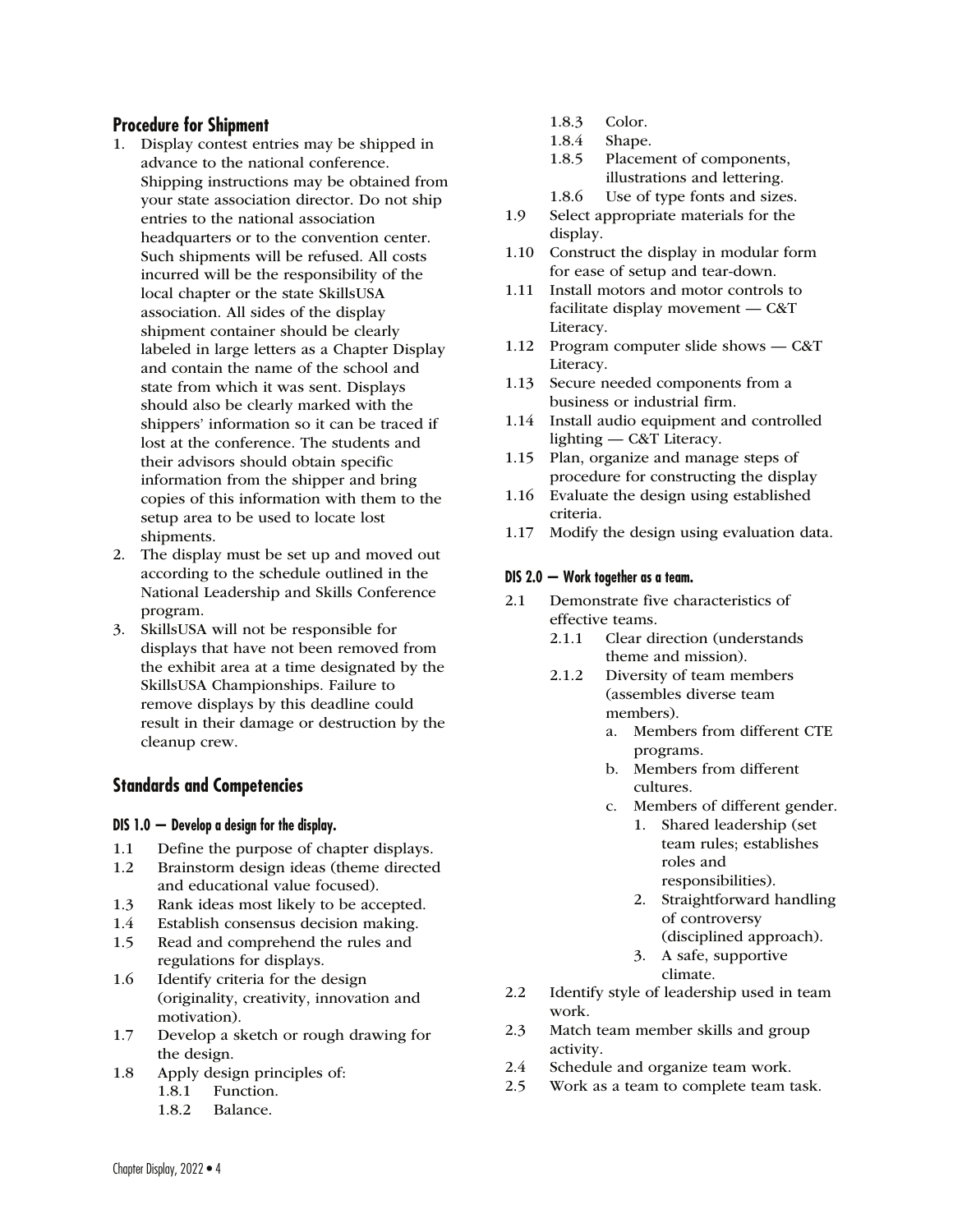## Procedure for Shipment

1. Display contest entries may be shipped in advance to the national conference. Shipping instructions may be obtained from your state association director. Do not ship entries to the national association headquarters or to the convention center. Such shipments will be refused. All costs incurred will be the responsibility of the local chapter or the state SkillsUSA association. All sides of the display shipment container should be clearly labeled in large letters as a Chapter Display and contain the name of the school and state from which it was sent. Displays should also be clearly marked with the shippers' information so it can be traced if lost at the conference. The students and their advisors should obtain specific information from the shipper and bring copies of this information with them to the setup area to be used to locate lost shipments.
2. The display must be set up and moved out according to the schedule outlined in the National Leadership and Skills Conference program.
3. SkillsUSA will not be responsible for displays that have not been removed from the exhibit area at a time designated by the SkillsUSA Championships. Failure to remove displays by this deadline could result in their damage or destruction by the cleanup crew.

## Standards and Competencies

#### DIS 1.0 — Develop a design for the display.

1.1 Define the purpose of chapter displays.
1.2 Brainstorm design ideas (theme directed and educational value focused).
1.3 Rank ideas most likely to be accepted.
1.4 Establish consensus decision making.
1.5 Read and comprehend the rules and regulations for displays.
1.6 Identify criteria for the design (originality, creativity, innovation and motivation).
1.7 Develop a sketch or rough drawing for the design.
1.8 Apply design principles of:
  1.8.1 Function.
  1.8.2 Balance.
  1.8.3 Color.
  1.8.4 Shape.
  1.8.5 Placement of components, illustrations and lettering.
  1.8.6 Use of type fonts and sizes.
1.9 Select appropriate materials for the display.
1.10 Construct the display in modular form for ease of setup and tear-down.
1.11 Install motors and motor controls to facilitate display movement — C&T Literacy.
1.12 Program computer slide shows — C&T Literacy.
1.13 Secure needed components from a business or industrial firm.
1.14 Install audio equipment and controlled lighting — C&T Literacy.
1.15 Plan, organize and manage steps of procedure for constructing the display
1.16 Evaluate the design using established criteria.
1.17 Modify the design using evaluation data.

#### DIS 2.0 — Work together as a team.

2.1 Demonstrate five characteristics of effective teams.
  2.1.1 Clear direction (understands theme and mission).
  2.1.2 Diversity of team members (assembles diverse team members).
    a. Members from different CTE programs.
    b. Members from different cultures.
    c. Members of different gender.
      1. Shared leadership (set team rules; establishes roles and responsibilities).
      2. Straightforward handling of controversy (disciplined approach).
      3. A safe, supportive climate.
2.2 Identify style of leadership used in team work.
2.3 Match team member skills and group activity.
2.4 Schedule and organize team work.
2.5 Work as a team to complete team task.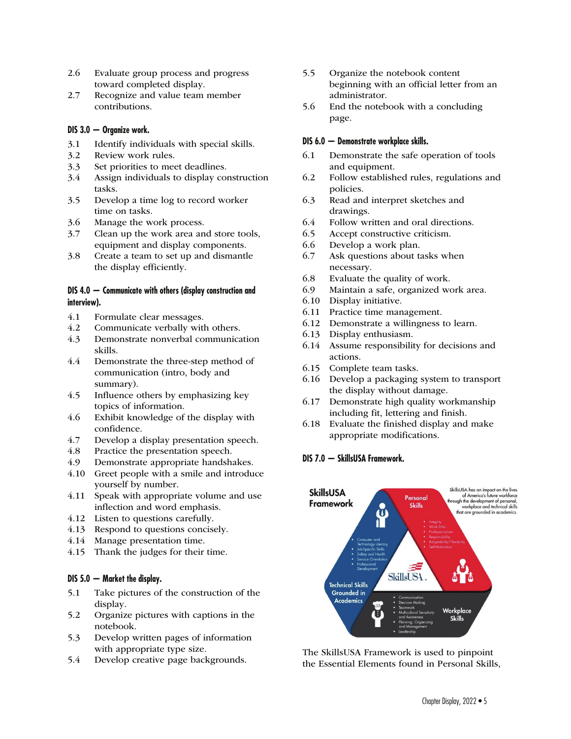2.6 Evaluate group process and progress toward completed display.
2.7 Recognize and value team member contributions.

**DIS 3.0 — Organize work.**

3.1 Identify individuals with special skills.
3.2 Review work rules.
3.3 Set priorities to meet deadlines.
3.4 Assign individuals to display construction tasks.
3.5 Develop a time log to record worker time on tasks.
3.6 Manage the work process.
3.7 Clean up the work area and store tools, equipment and display components.
3.8 Create a team to set up and dismantle the display efficiently.

**DIS 4.0 — Communicate with others (display construction and interview).**

4.1 Formulate clear messages.
4.2 Communicate verbally with others.
4.3 Demonstrate nonverbal communication skills.
4.4 Demonstrate the three-step method of communication (intro, body and summary).
4.5 Influence others by emphasizing key topics of information.
4.6 Exhibit knowledge of the display with confidence.
4.7 Develop a display presentation speech.
4.8 Practice the presentation speech.
4.9 Demonstrate appropriate handshakes.
4.10 Greet people with a smile and introduce yourself by number.
4.11 Speak with appropriate volume and use inflection and word emphasis.
4.12 Listen to questions carefully.
4.13 Respond to questions concisely.
4.14 Manage presentation time.
4.15 Thank the judges for their time.

**DIS 5.0 — Market the display.**

5.1 Take pictures of the construction of the display.
5.2 Organize pictures with captions in the notebook.
5.3 Develop written pages of information with appropriate type size.
5.4 Develop creative page backgrounds.
5.5 Organize the notebook content beginning with an official letter from an administrator.
5.6 End the notebook with a concluding page.

**DIS 6.0 — Demonstrate workplace skills.**

6.1 Demonstrate the safe operation of tools and equipment.
6.2 Follow established rules, regulations and policies.
6.3 Read and interpret sketches and drawings.
6.4 Follow written and oral directions.
6.5 Accept constructive criticism.
6.6 Develop a work plan.
6.7 Ask questions about tasks when necessary.
6.8 Evaluate the quality of work.
6.9 Maintain a safe, organized work area.
6.10 Display initiative.
6.11 Practice time management.
6.12 Demonstrate a willingness to learn.
6.13 Display enthusiasm.
6.14 Assume responsibility for decisions and actions.
6.15 Complete team tasks.
6.16 Develop a packaging system to transport the display without damage.
6.17 Demonstrate high quality workmanship including fit, lettering and finish.
6.18 Evaluate the finished display and make appropriate modifications.

**DIS 7.0 — SkillsUSA Framework.**

The SkillsUSA Framework is used to pinpoint the Essential Elements found in Personal Skills,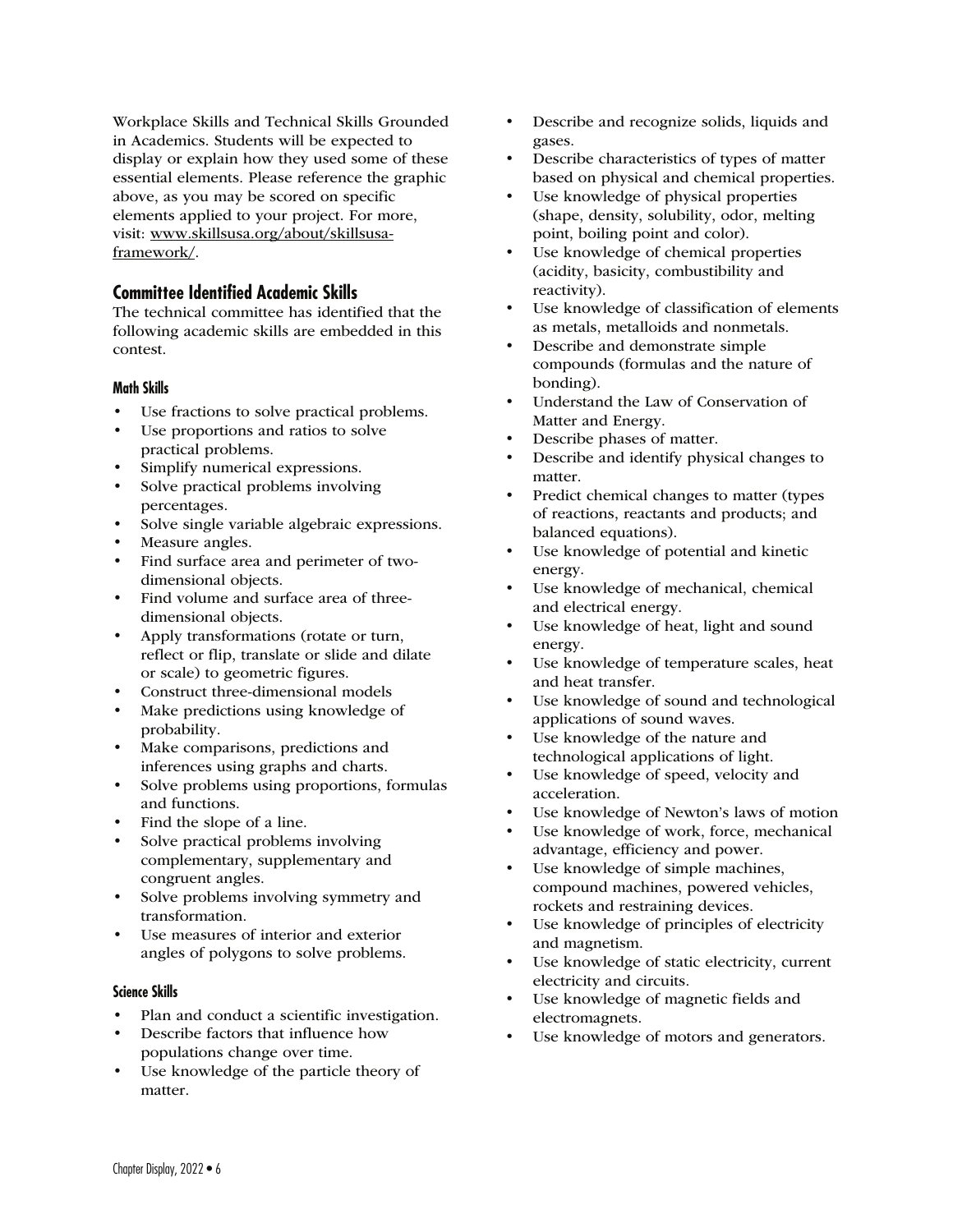Workplace Skills and Technical Skills Grounded in Academics. Students will be expected to display or explain how they used some of these essential elements. Please reference the graphic above, as you may be scored on specific elements applied to your project. For more, visit: www.skillsusa.org/about/skillsusa-framework/.

## Committee Identified Academic Skills

The technical committee has identified that the following academic skills are embedded in this contest.

### Math Skills

- Use fractions to solve practical problems.
- Use proportions and ratios to solve practical problems.
- Simplify numerical expressions.
- Solve practical problems involving percentages.
- Solve single variable algebraic expressions.
- Measure angles.
- Find surface area and perimeter of two-dimensional objects.
- Find volume and surface area of three-dimensional objects.
- Apply transformations (rotate or turn, reflect or flip, translate or slide and dilate or scale) to geometric figures.
- Construct three-dimensional models
- Make predictions using knowledge of probability.
- Make comparisons, predictions and inferences using graphs and charts.
- Solve problems using proportions, formulas and functions.
- Find the slope of a line.
- Solve practical problems involving complementary, supplementary and congruent angles.
- Solve problems involving symmetry and transformation.
- Use measures of interior and exterior angles of polygons to solve problems.

### Science Skills

- Plan and conduct a scientific investigation.
- Describe factors that influence how populations change over time.
- Use knowledge of the particle theory of matter.
- Describe and recognize solids, liquids and gases.
- Describe characteristics of types of matter based on physical and chemical properties.
- Use knowledge of physical properties (shape, density, solubility, odor, melting point, boiling point and color).
- Use knowledge of chemical properties (acidity, basicity, combustibility and reactivity).
- Use knowledge of classification of elements as metals, metalloids and nonmetals.
- Describe and demonstrate simple compounds (formulas and the nature of bonding).
- Understand the Law of Conservation of Matter and Energy.
- Describe phases of matter.
- Describe and identify physical changes to matter.
- Predict chemical changes to matter (types of reactions, reactants and products; and balanced equations).
- Use knowledge of potential and kinetic energy.
- Use knowledge of mechanical, chemical and electrical energy.
- Use knowledge of heat, light and sound energy.
- Use knowledge of temperature scales, heat and heat transfer.
- Use knowledge of sound and technological applications of sound waves.
- Use knowledge of the nature and technological applications of light.
- Use knowledge of speed, velocity and acceleration.
- Use knowledge of Newton's laws of motion
- Use knowledge of work, force, mechanical advantage, efficiency and power.
- Use knowledge of simple machines, compound machines, powered vehicles, rockets and restraining devices.
- Use knowledge of principles of electricity and magnetism.
- Use knowledge of static electricity, current electricity and circuits.
- Use knowledge of magnetic fields and electromagnets.
- Use knowledge of motors and generators.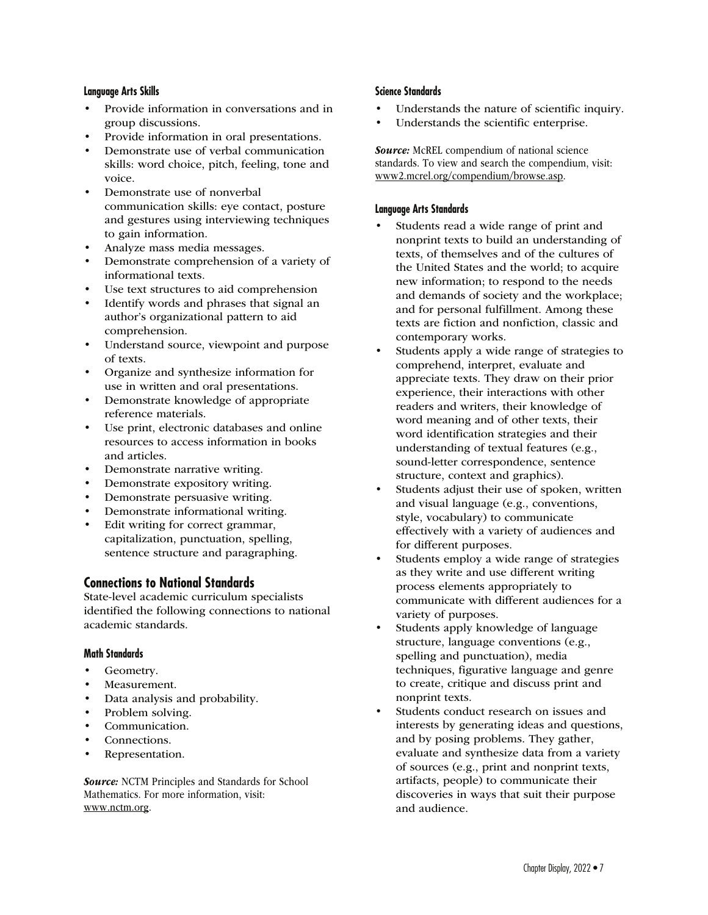#### Language Arts Skills

- Provide information in conversations and in group discussions.
- Provide information in oral presentations.
- Demonstrate use of verbal communication skills: word choice, pitch, feeling, tone and voice.
- Demonstrate use of nonverbal communication skills: eye contact, posture and gestures using interviewing techniques to gain information.
- Analyze mass media messages.
- Demonstrate comprehension of a variety of informational texts.
- Use text structures to aid comprehension
- Identify words and phrases that signal an author's organizational pattern to aid comprehension.
- Understand source, viewpoint and purpose of texts.
- Organize and synthesize information for use in written and oral presentations.
- Demonstrate knowledge of appropriate reference materials.
- Use print, electronic databases and online resources to access information in books and articles.
- Demonstrate narrative writing.
- Demonstrate expository writing.
- Demonstrate persuasive writing.
- Demonstrate informational writing.
- Edit writing for correct grammar, capitalization, punctuation, spelling, sentence structure and paragraphing.

## Connections to National Standards

State-level academic curriculum specialists identified the following connections to national academic standards.

#### Math Standards

- Geometry.
- Measurement.
- Data analysis and probability.
- Problem solving.
- Communication.
- Connections.
- Representation.

***Source:*** NCTM Principles and Standards for School Mathematics. For more information, visit: www.nctm.org.

#### Science Standards

- Understands the nature of scientific inquiry.
- Understands the scientific enterprise.

***Source:*** McREL compendium of national science standards. To view and search the compendium, visit: www2.mcrel.org/compendium/browse.asp.

#### Language Arts Standards

- Students read a wide range of print and nonprint texts to build an understanding of texts, of themselves and of the cultures of the United States and the world; to acquire new information; to respond to the needs and demands of society and the workplace; and for personal fulfillment. Among these texts are fiction and nonfiction, classic and contemporary works.
- Students apply a wide range of strategies to comprehend, interpret, evaluate and appreciate texts. They draw on their prior experience, their interactions with other readers and writers, their knowledge of word meaning and of other texts, their word identification strategies and their understanding of textual features (e.g., sound-letter correspondence, sentence structure, context and graphics).
- Students adjust their use of spoken, written and visual language (e.g., conventions, style, vocabulary) to communicate effectively with a variety of audiences and for different purposes.
- Students employ a wide range of strategies as they write and use different writing process elements appropriately to communicate with different audiences for a variety of purposes.
- Students apply knowledge of language structure, language conventions (e.g., spelling and punctuation), media techniques, figurative language and genre to create, critique and discuss print and nonprint texts.
- Students conduct research on issues and interests by generating ideas and questions, and by posing problems. They gather, evaluate and synthesize data from a variety of sources (e.g., print and nonprint texts, artifacts, people) to communicate their discoveries in ways that suit their purpose and audience.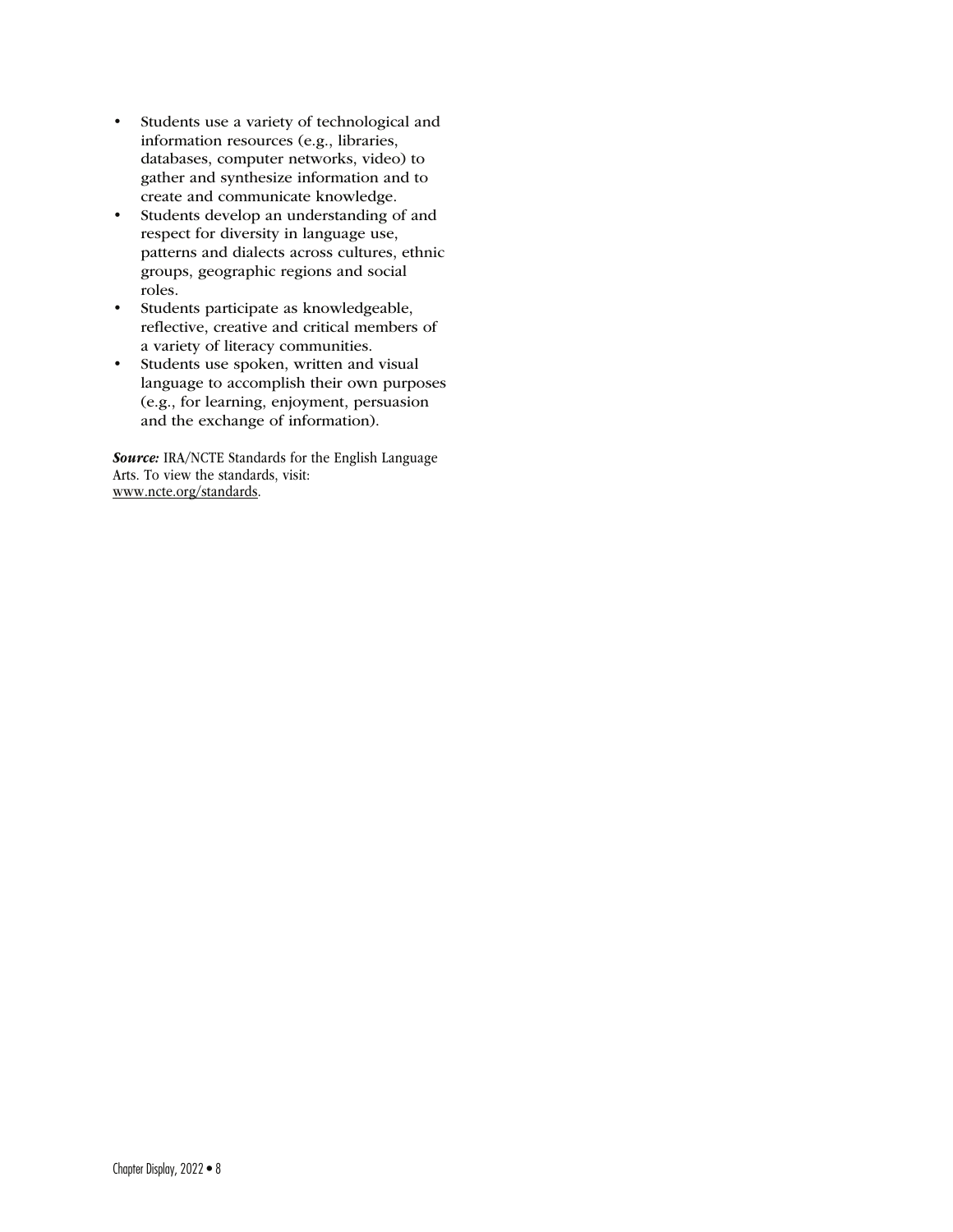- Students use a variety of technological and information resources (e.g., libraries, databases, computer networks, video) to gather and synthesize information and to create and communicate knowledge.
- Students develop an understanding of and respect for diversity in language use, patterns and dialects across cultures, ethnic groups, geographic regions and social roles.
- Students participate as knowledgeable, reflective, creative and critical members of a variety of literacy communities.
- Students use spoken, written and visual language to accomplish their own purposes (e.g., for learning, enjoyment, persuasion and the exchange of information).

***Source:*** IRA/NCTE Standards for the English Language Arts. To view the standards, visit: www.ncte.org/standards.